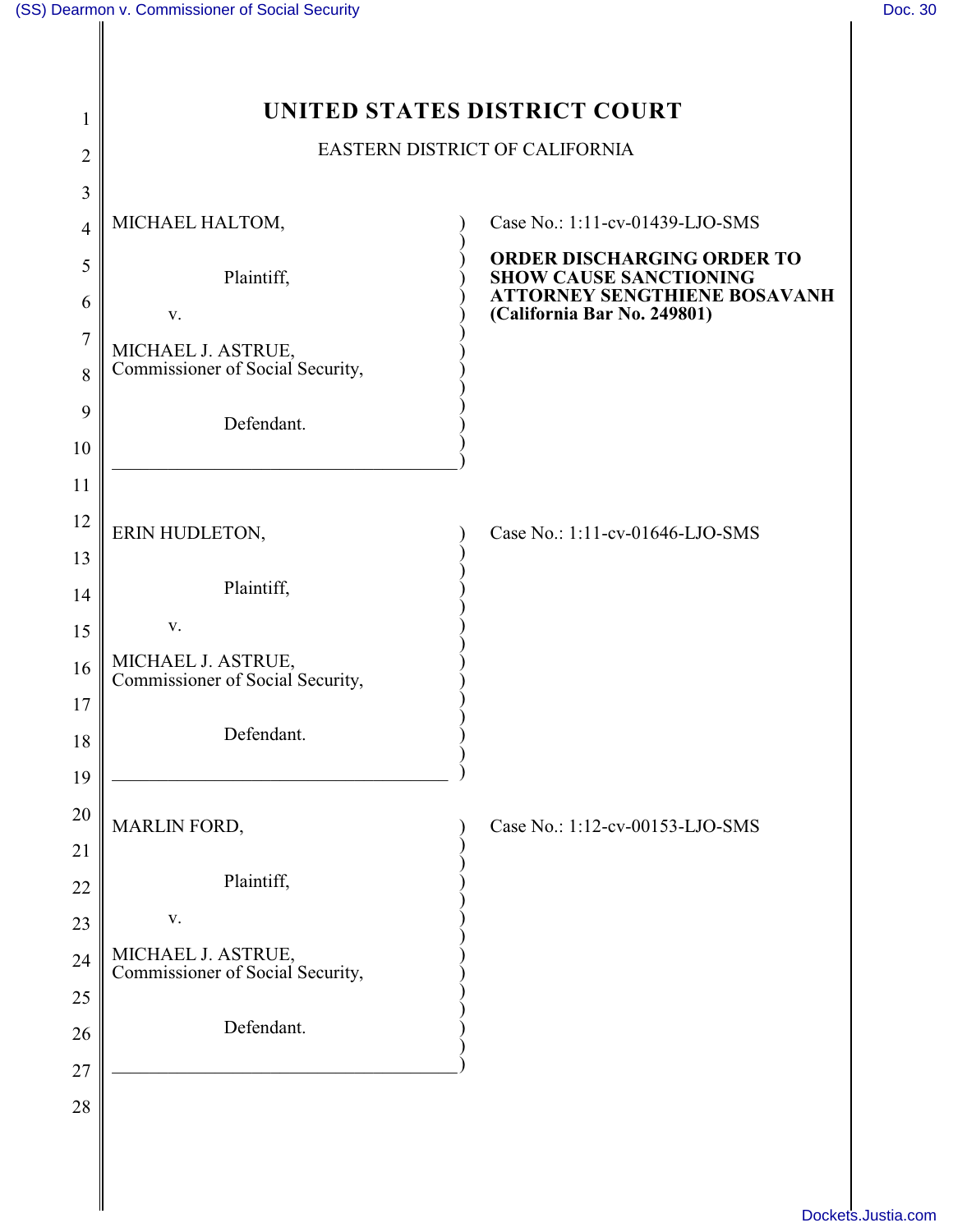# UNITED STATES DISTRICT COURT

EASTERN DISTRICT OF CALIFORNIA

| | |
|---|---|
| MICHAEL HALTOM,<br><br>Plaintiff,<br><br>v.<br><br>MICHAEL J. ASTRUE,<br>Commissioner of Social Security,<br><br>Defendant. | Case No.: 1:11-cv-01439-LJO-SMS<br><br>**ORDER DISCHARGING ORDER TO SHOW CAUSE SANCTIONING ATTORNEY SENGTHIENE BOSAVANH (California Bar No. 249801)** |
| ERIN HUDLETON,<br><br>Plaintiff,<br><br>v.<br><br>MICHAEL J. ASTRUE,<br>Commissioner of Social Security,<br><br>Defendant. | Case No.: 1:11-cv-01646-LJO-SMS |
| MARLIN FORD,<br><br>Plaintiff,<br><br>v.<br><br>MICHAEL J. ASTRUE,<br>Commissioner of Social Security,<br><br>Defendant. | Case No.: 1:12-cv-00153-LJO-SMS |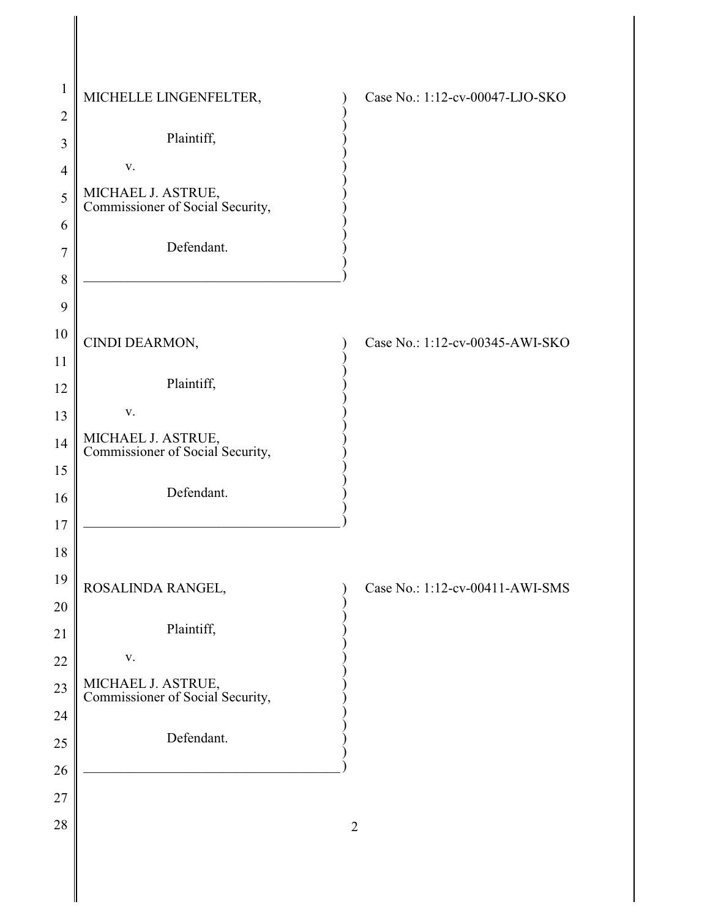MICHELLE LINGENFELTER,

Plaintiff,

v.

MICHAEL J. ASTRUE,
Commissioner of Social Security,

Defendant.

Case No.: 1:12-cv-00047-LJO-SKO

---

CINDI DEARMON,

Plaintiff,

v.

MICHAEL J. ASTRUE,
Commissioner of Social Security,

Defendant.

Case No.: 1:12-cv-00345-AWI-SKO

---

ROSALINDA RANGEL,

Plaintiff,

v.

MICHAEL J. ASTRUE,
Commissioner of Social Security,

Defendant.

Case No.: 1:12-cv-00411-AWI-SMS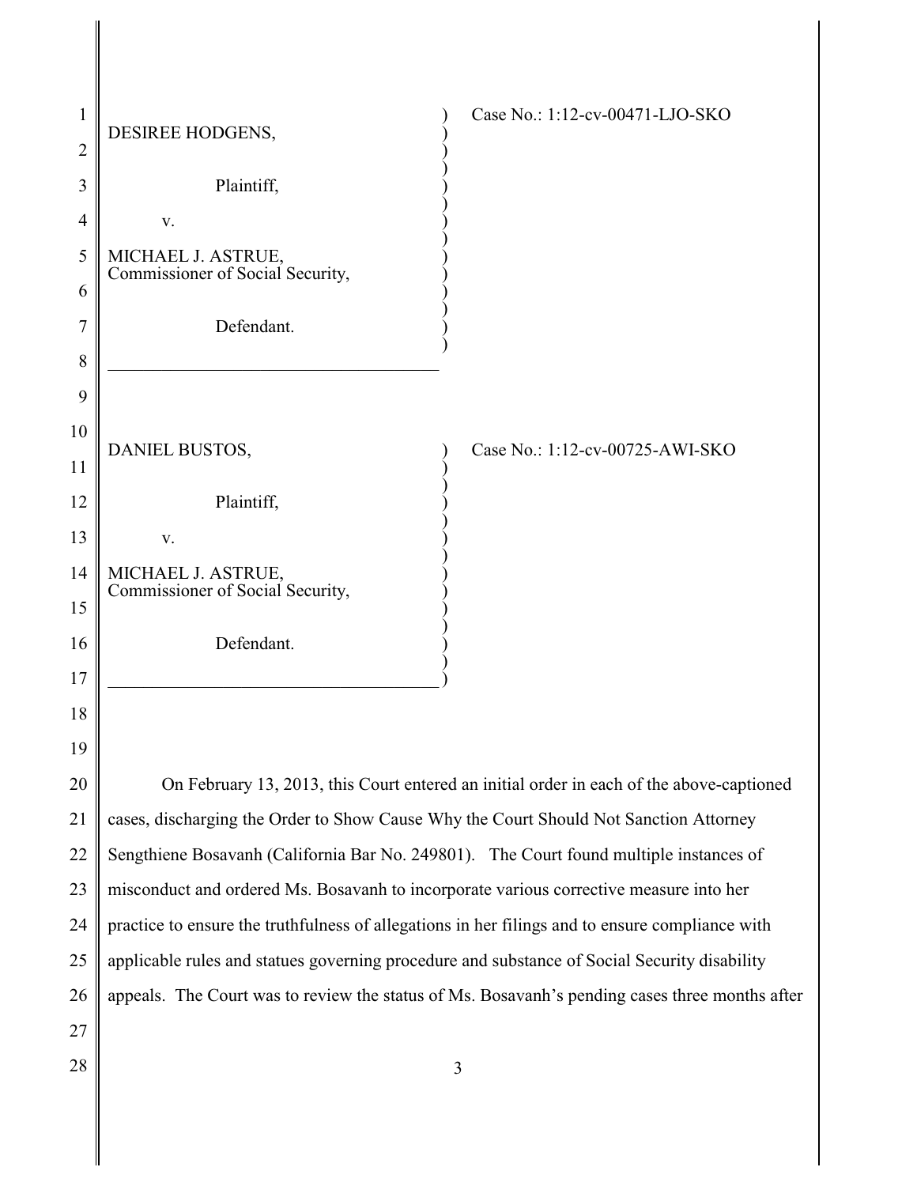| | |
|---|---|
| DESIREE HODGENS,<br><br>Plaintiff,<br><br>v.<br><br>MICHAEL J. ASTRUE,<br>Commissioner of Social Security,<br><br>Defendant. | Case No.: 1:12-cv-00471-LJO-SKO |

| | |
|---|---|
| DANIEL BUSTOS,<br><br>Plaintiff,<br><br>v.<br><br>MICHAEL J. ASTRUE,<br>Commissioner of Social Security,<br><br>Defendant. | Case No.: 1:12-cv-00725-AWI-SKO |

On February 13, 2013, this Court entered an initial order in each of the above-captioned cases, discharging the Order to Show Cause Why the Court Should Not Sanction Attorney Sengthiene Bosavanh (California Bar No. 249801). The Court found multiple instances of misconduct and ordered Ms. Bosavanh to incorporate various corrective measure into her practice to ensure the truthfulness of allegations in her filings and to ensure compliance with applicable rules and statues governing procedure and substance of Social Security disability appeals. The Court was to review the status of Ms. Bosavanh's pending cases three months after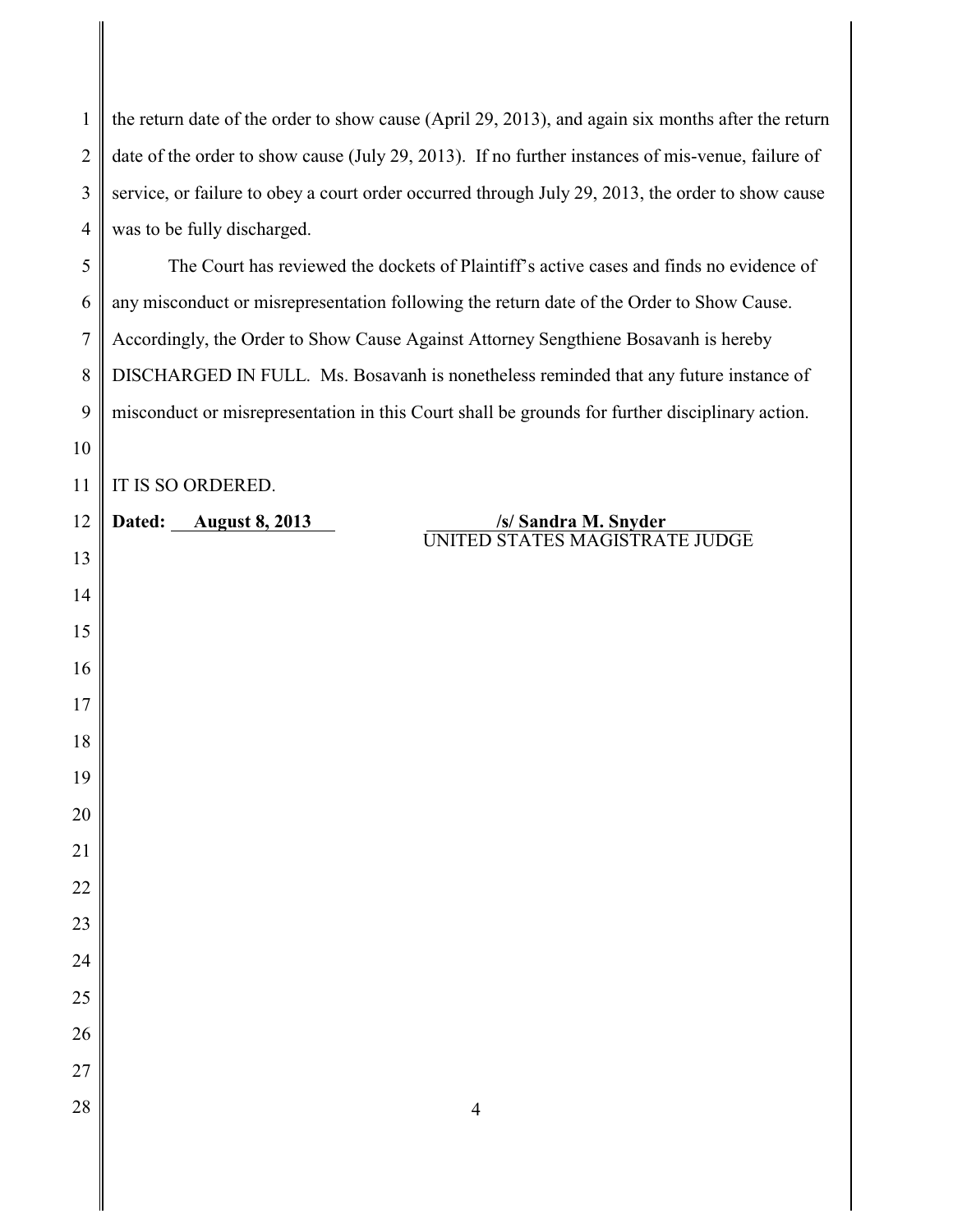the return date of the order to show cause (April 29, 2013), and again six months after the return date of the order to show cause (July 29, 2013). If no further instances of mis-venue, failure of service, or failure to obey a court order occurred through July 29, 2013, the order to show cause was to be fully discharged.

The Court has reviewed the dockets of Plaintiff's active cases and finds no evidence of any misconduct or misrepresentation following the return date of the Order to Show Cause. Accordingly, the Order to Show Cause Against Attorney Sengthiene Bosavanh is hereby DISCHARGED IN FULL. Ms. Bosavanh is nonetheless reminded that any future instance of misconduct or misrepresentation in this Court shall be grounds for further disciplinary action.

IT IS SO ORDERED.

**Dated: August 8, 2013**

**/s/ Sandra M. Snyder**
UNITED STATES MAGISTRATE JUDGE